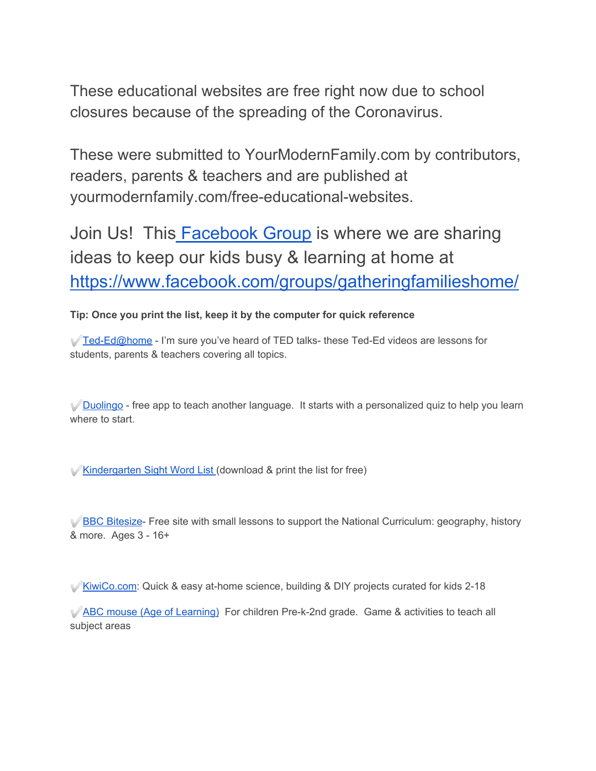These educational websites are free right now due to school closures because of the spreading of the Coronavirus.

These were submitted to YourModernFamily.com by contributors, readers, parents & teachers and are published at yourmodernfamily.com/free-educational-websites.

Join Us! This [Facebook Group](https://www.facebook.com/groups/gatheringfamilieshome/) is where we are sharing ideas to keep our kids busy & learning at home at [https://www.facebook.com/groups/gatheringfamilieshome/](https://www.facebook.com/groups/gatheringfamilieshome/)

**Tip: Once you print the list, keep it by the computer for quick reference**

✔️Ted-Ed@home - I'm sure you've heard of TED talks- these Ted-Ed videos are lessons for students, parents & teachers covering all topics.

✔️Duolingo - free app to teach another language. It starts with a personalized quiz to help you learn where to start.

✔️Kindergarten Sight Word List (download & print the list for free)

✔️BBC Bitesize- Free site with small lessons to support the National Curriculum: geography, history & more. Ages 3 - 16+

✔️KiwiCo.com: Quick & easy at-home science, building & DIY projects curated for kids 2-18

✔️ABC mouse (Age of Learning) For children Pre-k-2nd grade. Game & activities to teach all subject areas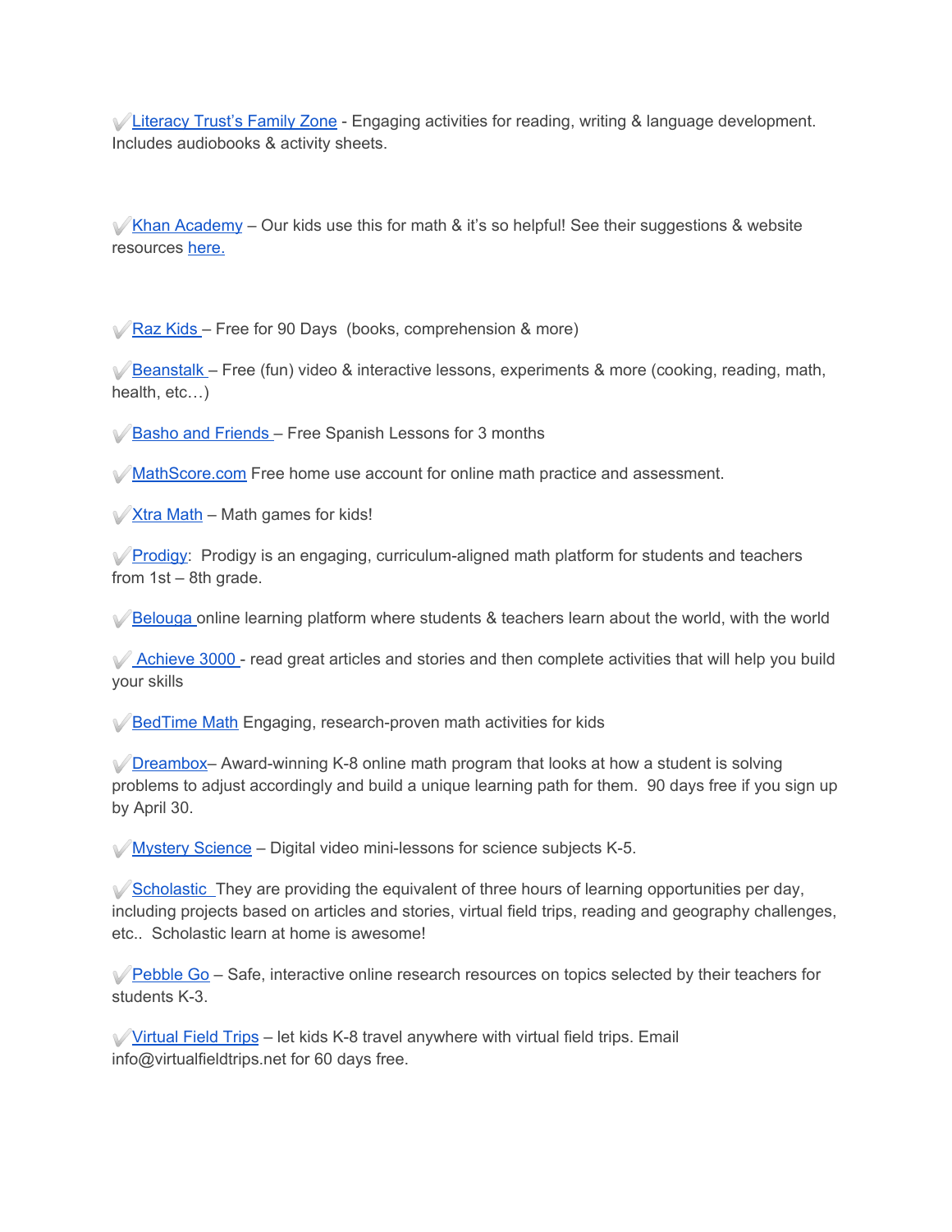✔️Literacy Trust's Family Zone - Engaging activities for reading, writing & language development. Includes audiobooks & activity sheets.

✔️Khan Academy – Our kids use this for math & it's so helpful! See their suggestions & website resources here.

✔️Raz Kids – Free for 90 Days (books, comprehension & more)

✔️Beanstalk – Free (fun) video & interactive lessons, experiments & more (cooking, reading, math, health, etc…)

✔️Basho and Friends – Free Spanish Lessons for 3 months

✔️MathScore.com Free home use account for online math practice and assessment.

✔️Xtra Math – Math games for kids!

✔️Prodigy: Prodigy is an engaging, curriculum-aligned math platform for students and teachers from 1st – 8th grade.

✔️Belouga online learning platform where students & teachers learn about the world, with the world

✔️ Achieve 3000 - read great articles and stories and then complete activities that will help you build your skills

✔️BedTime Math Engaging, research-proven math activities for kids

✔️Dreambox– Award-winning K-8 online math program that looks at how a student is solving problems to adjust accordingly and build a unique learning path for them. 90 days free if you sign up by April 30.

✔️Mystery Science – Digital video mini-lessons for science subjects K-5.

✔️Scholastic They are providing the equivalent of three hours of learning opportunities per day, including projects based on articles and stories, virtual field trips, reading and geography challenges, etc.. Scholastic learn at home is awesome!

✔️Pebble Go – Safe, interactive online research resources on topics selected by their teachers for students K-3.

✔️Virtual Field Trips – let kids K-8 travel anywhere with virtual field trips. Email info@virtualfieldtrips.net for 60 days free.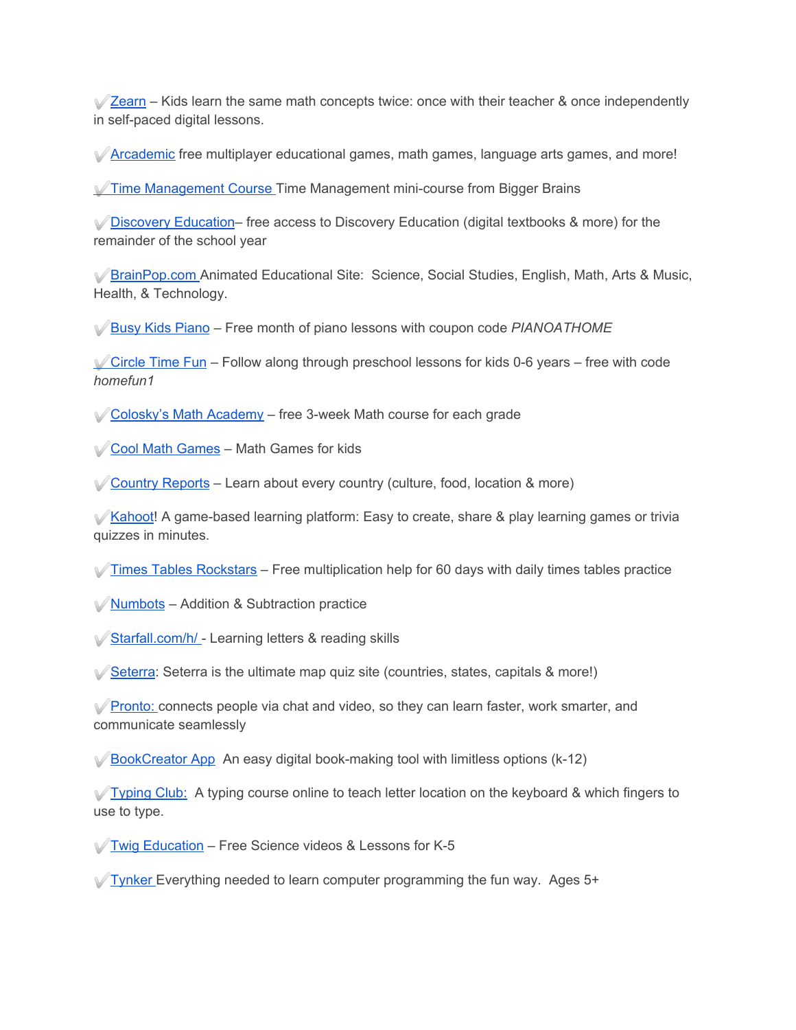✔️Zearn – Kids learn the same math concepts twice: once with their teacher & once independently in self-paced digital lessons.

✔️Arcademic free multiplayer educational games, math games, language arts games, and more!

✔️Time Management Course Time Management mini-course from Bigger Brains

✔️Discovery Education– free access to Discovery Education (digital textbooks & more) for the remainder of the school year

✔️BrainPop.com Animated Educational Site:  Science, Social Studies, English, Math, Arts & Music, Health, & Technology.

✔️Busy Kids Piano – Free month of piano lessons with coupon code *PIANOATHOME*

✔️Circle Time Fun – Follow along through preschool lessons for kids 0-6 years – free with code *homefun1*

✔️Colosky's Math Academy – free 3-week Math course for each grade

✔️Cool Math Games – Math Games for kids

✔️Country Reports – Learn about every country (culture, food, location & more)

✔️Kahoot! A game-based learning platform: Easy to create, share & play learning games or trivia quizzes in minutes.

✔️Times Tables Rockstars – Free multiplication help for 60 days with daily times tables practice

✔️Numbots – Addition & Subtraction practice

✔️Starfall.com/h/ - Learning letters & reading skills

✔️Seterra: Seterra is the ultimate map quiz site (countries, states, capitals & more!)

✔️Pronto: connects people via chat and video, so they can learn faster, work smarter, and communicate seamlessly

✔️BookCreator App  An easy digital book-making tool with limitless options (k-12)

✔️Typing Club:  A typing course online to teach letter location on the keyboard & which fingers to use to type.

✔️Twig Education – Free Science videos & Lessons for K-5

✔️Tynker Everything needed to learn computer programming the fun way.  Ages 5+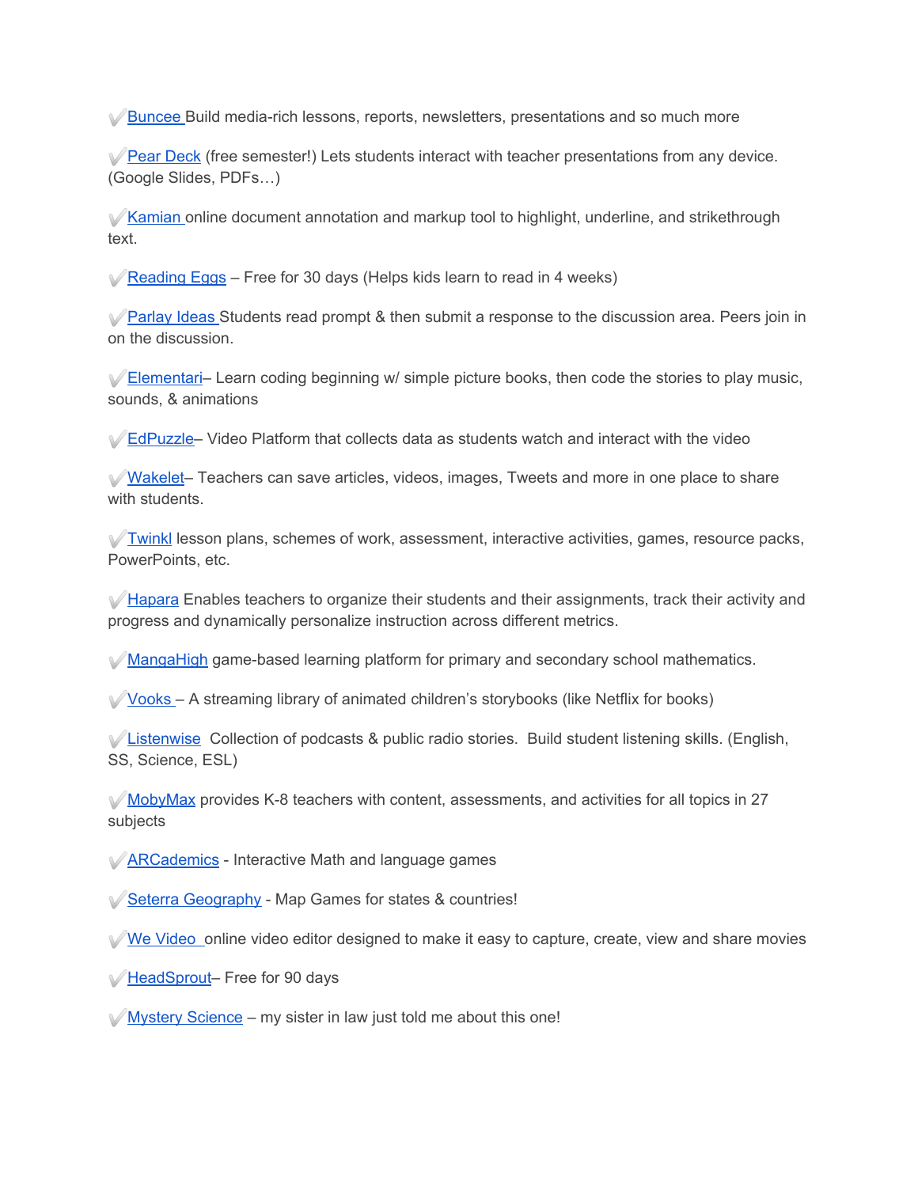✔️Buncee Build media-rich lessons, reports, newsletters, presentations and so much more

✔️Pear Deck (free semester!) Lets students interact with teacher presentations from any device. (Google Slides, PDFs…)

✔️Kamian online document annotation and markup tool to highlight, underline, and strikethrough text.

✔️Reading Eggs – Free for 30 days (Helps kids learn to read in 4 weeks)

✔️Parlay Ideas Students read prompt & then submit a response to the discussion area. Peers join in on the discussion.

✔️Elementari– Learn coding beginning w/ simple picture books, then code the stories to play music, sounds, & animations

✔️EdPuzzle– Video Platform that collects data as students watch and interact with the video

✔️Wakelet– Teachers can save articles, videos, images, Tweets and more in one place to share with students.

✔️Twinkl lesson plans, schemes of work, assessment, interactive activities, games, resource packs, PowerPoints, etc.

✔️Hapara Enables teachers to organize their students and their assignments, track their activity and progress and dynamically personalize instruction across different metrics.

✔️MangaHigh game-based learning platform for primary and secondary school mathematics.

✔️Vooks – A streaming library of animated children's storybooks (like Netflix for books)

✔️Listenwise Collection of podcasts & public radio stories. Build student listening skills. (English, SS, Science, ESL)

✔️MobyMax provides K-8 teachers with content, assessments, and activities for all topics in 27 subjects

✔️ARCademics - Interactive Math and language games

✔️Seterra Geography - Map Games for states & countries!

✔️We Video online video editor designed to make it easy to capture, create, view and share movies

✔️HeadSprout– Free for 90 days

✔️Mystery Science – my sister in law just told me about this one!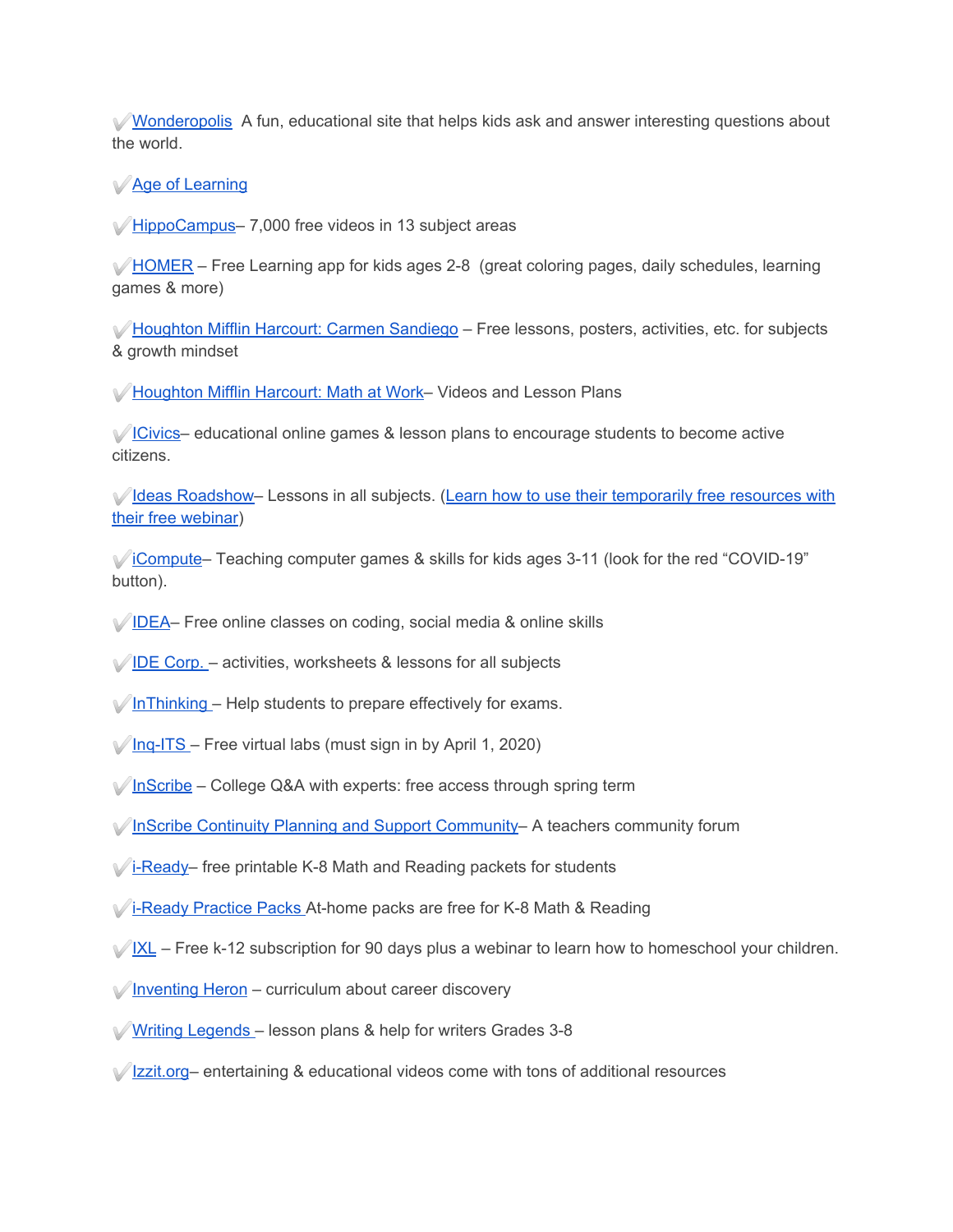✔️Wonderopolis  A fun, educational site that helps kids ask and answer interesting questions about the world.

✔️Age of Learning

✔️HippoCampus– 7,000 free videos in 13 subject areas

✔️HOMER – Free Learning app for kids ages 2-8  (great coloring pages, daily schedules, learning games & more)

✔️Houghton Mifflin Harcourt: Carmen Sandiego – Free lessons, posters, activities, etc. for subjects & growth mindset

✔️Houghton Mifflin Harcourt: Math at Work– Videos and Lesson Plans

✔️ICivics– educational online games & lesson plans to encourage students to become active citizens.

✔️Ideas Roadshow– Lessons in all subjects. (Learn how to use their temporarily free resources with their free webinar)

✔️iCompute– Teaching computer games & skills for kids ages 3-11 (look for the red "COVID-19" button).

✔️IDEA– Free online classes on coding, social media & online skills

✔️IDE Corp. – activities, worksheets & lessons for all subjects

✔️InThinking – Help students to prepare effectively for exams.

✔️Inq-ITS – Free virtual labs (must sign in by April 1, 2020)

✔️InScribe – College Q&A with experts: free access through spring term

✔️InScribe Continuity Planning and Support Community– A teachers community forum

✔️i-Ready– free printable K-8 Math and Reading packets for students

✔️i-Ready Practice Packs At-home packs are free for K-8 Math & Reading

✔️IXL – Free k-12 subscription for 90 days plus a webinar to learn how to homeschool your children.

✔️Inventing Heron – curriculum about career discovery

✔️Writing Legends – lesson plans & help for writers Grades 3-8

✔️Izzit.org– entertaining & educational videos come with tons of additional resources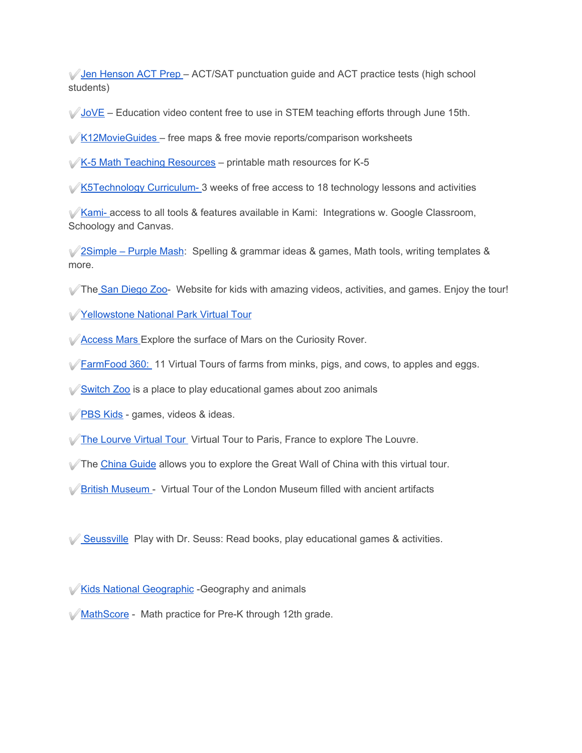✔️Jen Henson ACT Prep – ACT/SAT punctuation guide and ACT practice tests (high school students)

✔️JoVE – Education video content free to use in STEM teaching efforts through June 15th.

✔️K12MovieGuides – free maps & free movie reports/comparison worksheets

✔️K-5 Math Teaching Resources – printable math resources for K-5

✔️K5Technology Curriculum- 3 weeks of free access to 18 technology lessons and activities

✔️Kami- access to all tools & features available in Kami: Integrations w. Google Classroom, Schoology and Canvas.

✔️2Simple – Purple Mash: Spelling & grammar ideas & games, Math tools, writing templates & more.

✔️The San Diego Zoo- Website for kids with amazing videos, activities, and games. Enjoy the tour!

✔️Yellowstone National Park Virtual Tour

✔️Access Mars Explore the surface of Mars on the Curiosity Rover.

✔️FarmFood 360: 11 Virtual Tours of farms from minks, pigs, and cows, to apples and eggs.

✔️Switch Zoo is a place to play educational games about zoo animals

✔️PBS Kids - games, videos & ideas.

✔️The Lourve Virtual Tour Virtual Tour to Paris, France to explore The Louvre.

✔️The China Guide allows you to explore the Great Wall of China with this virtual tour.

✔️British Museum - Virtual Tour of the London Museum filled with ancient artifacts

✔️ Seussville Play with Dr. Seuss: Read books, play educational games & activities.

✔️Kids National Geographic -Geography and animals

✔️MathScore - Math practice for Pre-K through 12th grade.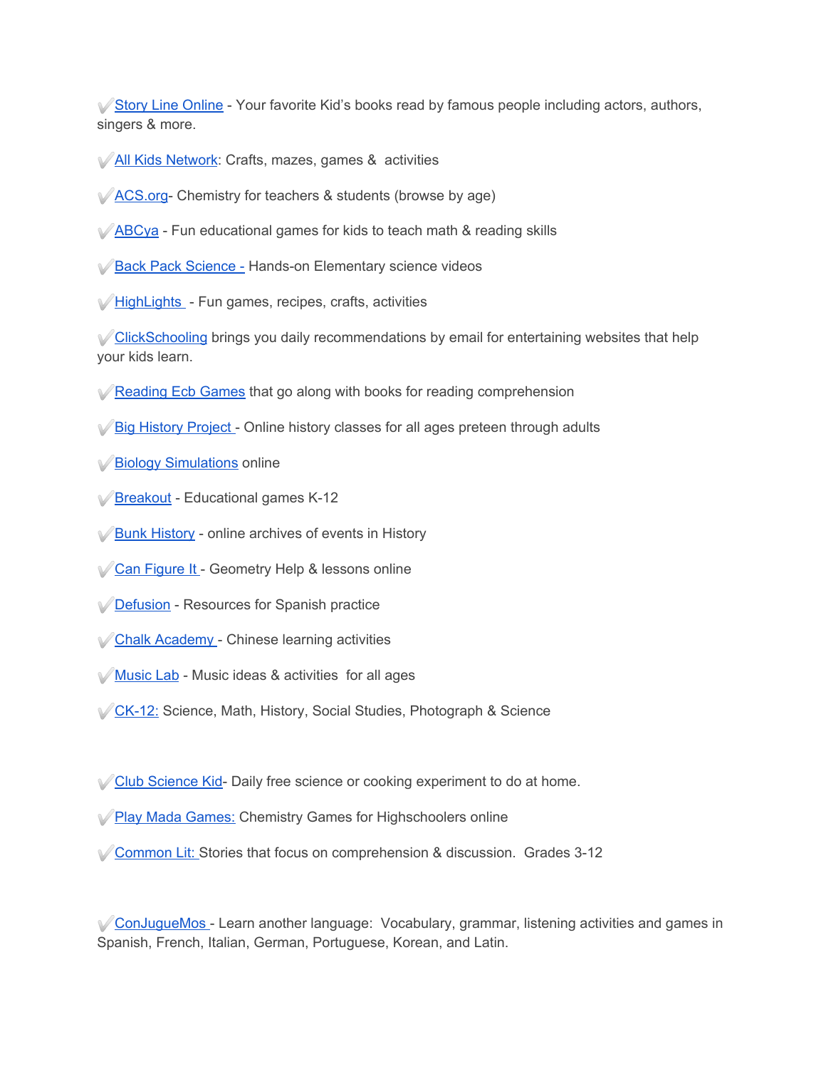✔️Story Line Online - Your favorite Kid's books read by famous people including actors, authors, singers & more.

✔️All Kids Network: Crafts, mazes, games & activities

✔️ACS.org- Chemistry for teachers & students (browse by age)

✔️ABCya - Fun educational games for kids to teach math & reading skills

✔️Back Pack Science - Hands-on Elementary science videos

✔️HighLights - Fun games, recipes, crafts, activities

✔️ClickSchooling brings you daily recommendations by email for entertaining websites that help your kids learn.

✔️Reading Ecb Games that go along with books for reading comprehension

✔️Big History Project - Online history classes for all ages preteen through adults

✔️Biology Simulations online

✔️Breakout - Educational games K-12

✔️Bunk History - online archives of events in History

✔️Can Figure It - Geometry Help & lessons online

✔️Defusion - Resources for Spanish practice

✔️Chalk Academy - Chinese learning activities

✔️Music Lab - Music ideas & activities for all ages

✔️CK-12: Science, Math, History, Social Studies, Photograph & Science

✔️Club Science Kid- Daily free science or cooking experiment to do at home.

✔️Play Mada Games: Chemistry Games for Highschoolers online

✔️Common Lit: Stories that focus on comprehension & discussion. Grades 3-12

✔️ConJugueMos - Learn another language: Vocabulary, grammar, listening activities and games in Spanish, French, Italian, German, Portuguese, Korean, and Latin.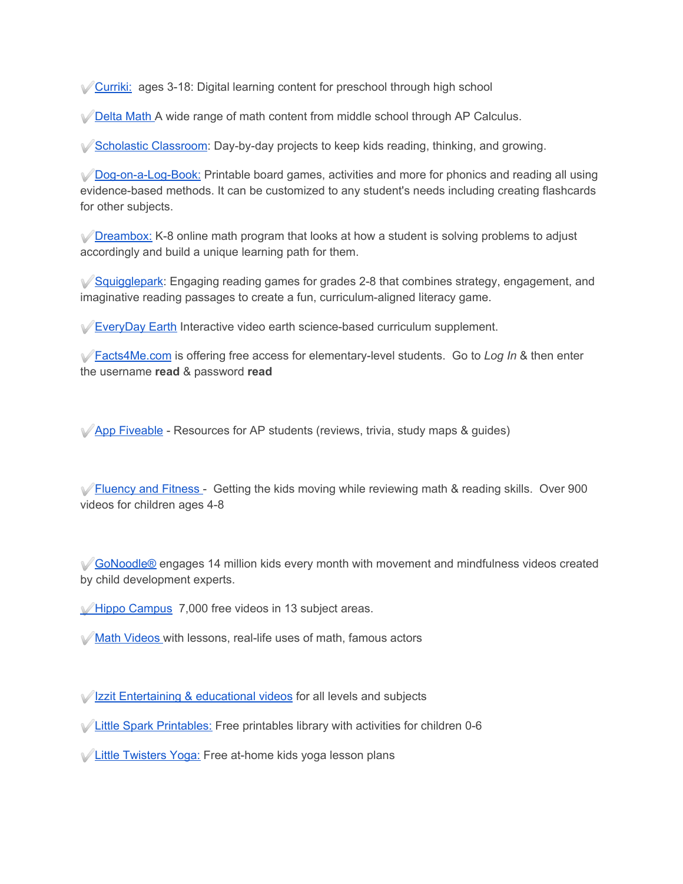✔️Curriki: ages 3-18: Digital learning content for preschool through high school

✔️Delta Math A wide range of math content from middle school through AP Calculus.

✔️Scholastic Classroom: Day-by-day projects to keep kids reading, thinking, and growing.

✔️Dog-on-a-Log-Book: Printable board games, activities and more for phonics and reading all using evidence-based methods. It can be customized to any student's needs including creating flashcards for other subjects.

✔️Dreambox: K-8 online math program that looks at how a student is solving problems to adjust accordingly and build a unique learning path for them.

✔️Squigglepark: Engaging reading games for grades 2-8 that combines strategy, engagement, and imaginative reading passages to create a fun, curriculum-aligned literacy game.

✔️EveryDay Earth Interactive video earth science-based curriculum supplement.

✔️Facts4Me.com is offering free access for elementary-level students. Go to *Log In* & then enter the username **read** & password **read**

✔️App Fiveable - Resources for AP students (reviews, trivia, study maps & guides)

✔️Fluency and Fitness - Getting the kids moving while reviewing math & reading skills. Over 900 videos for children ages 4-8

✔️GoNoodle® engages 14 million kids every month with movement and mindfulness videos created by child development experts.

✔️Hippo Campus 7,000 free videos in 13 subject areas.

✔️Math Videos with lessons, real-life uses of math, famous actors

✔️Izzit Entertaining & educational videos for all levels and subjects

✔️Little Spark Printables: Free printables library with activities for children 0-6

✔️Little Twisters Yoga: Free at-home kids yoga lesson plans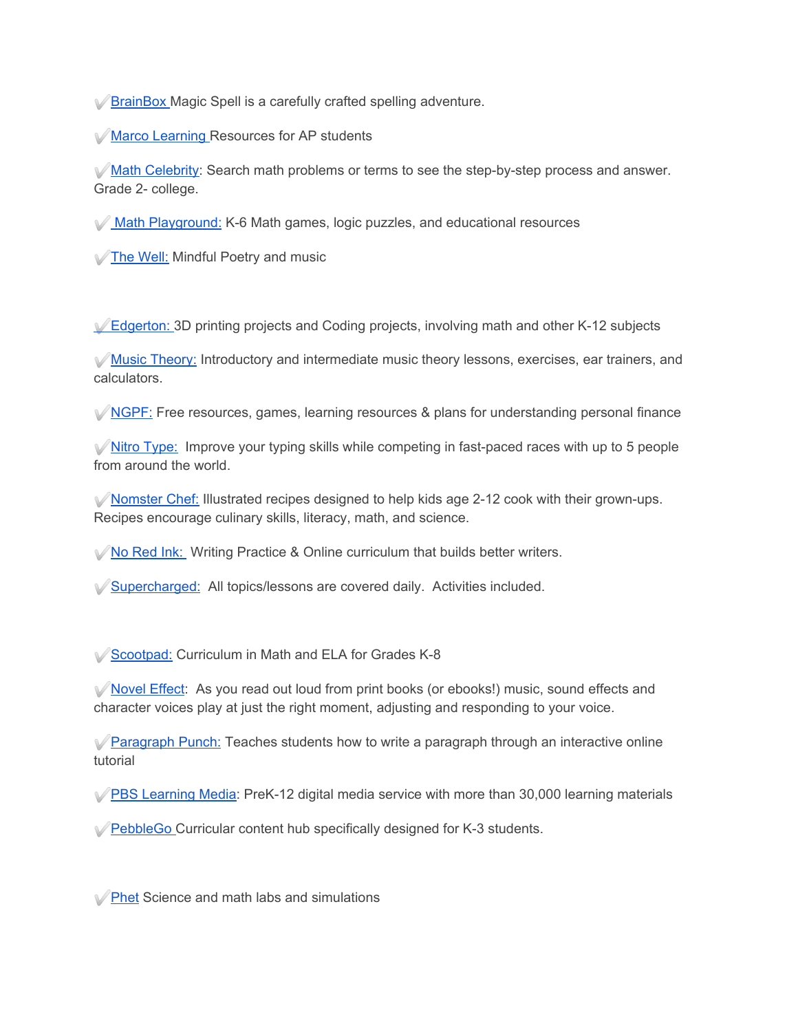✔️BrainBox Magic Spell is a carefully crafted spelling adventure.

✔️Marco Learning Resources for AP students

✔️Math Celebrity: Search math problems or terms to see the step-by-step process and answer. Grade 2- college.

✔️ Math Playground: K-6 Math games, logic puzzles, and educational resources

✔️The Well: Mindful Poetry and music

✔️Edgerton: 3D printing projects and Coding projects, involving math and other K-12 subjects

✔️Music Theory: Introductory and intermediate music theory lessons, exercises, ear trainers, and calculators.

✔️NGPF: Free resources, games, learning resources & plans for understanding personal finance

✔️Nitro Type: Improve your typing skills while competing in fast-paced races with up to 5 people from around the world.

✔️Nomster Chef: Illustrated recipes designed to help kids age 2-12 cook with their grown-ups. Recipes encourage culinary skills, literacy, math, and science.

✔️No Red Ink: Writing Practice & Online curriculum that builds better writers.

✔️Supercharged: All topics/lessons are covered daily. Activities included.

✔️Scootpad: Curriculum in Math and ELA for Grades K-8

✔️Novel Effect: As you read out loud from print books (or ebooks!) music, sound effects and character voices play at just the right moment, adjusting and responding to your voice.

✔️Paragraph Punch: Teaches students how to write a paragraph through an interactive online tutorial

✔️PBS Learning Media: PreK-12 digital media service with more than 30,000 learning materials

✔️PebbleGo Curricular content hub specifically designed for K-3 students.

✔️Phet Science and math labs and simulations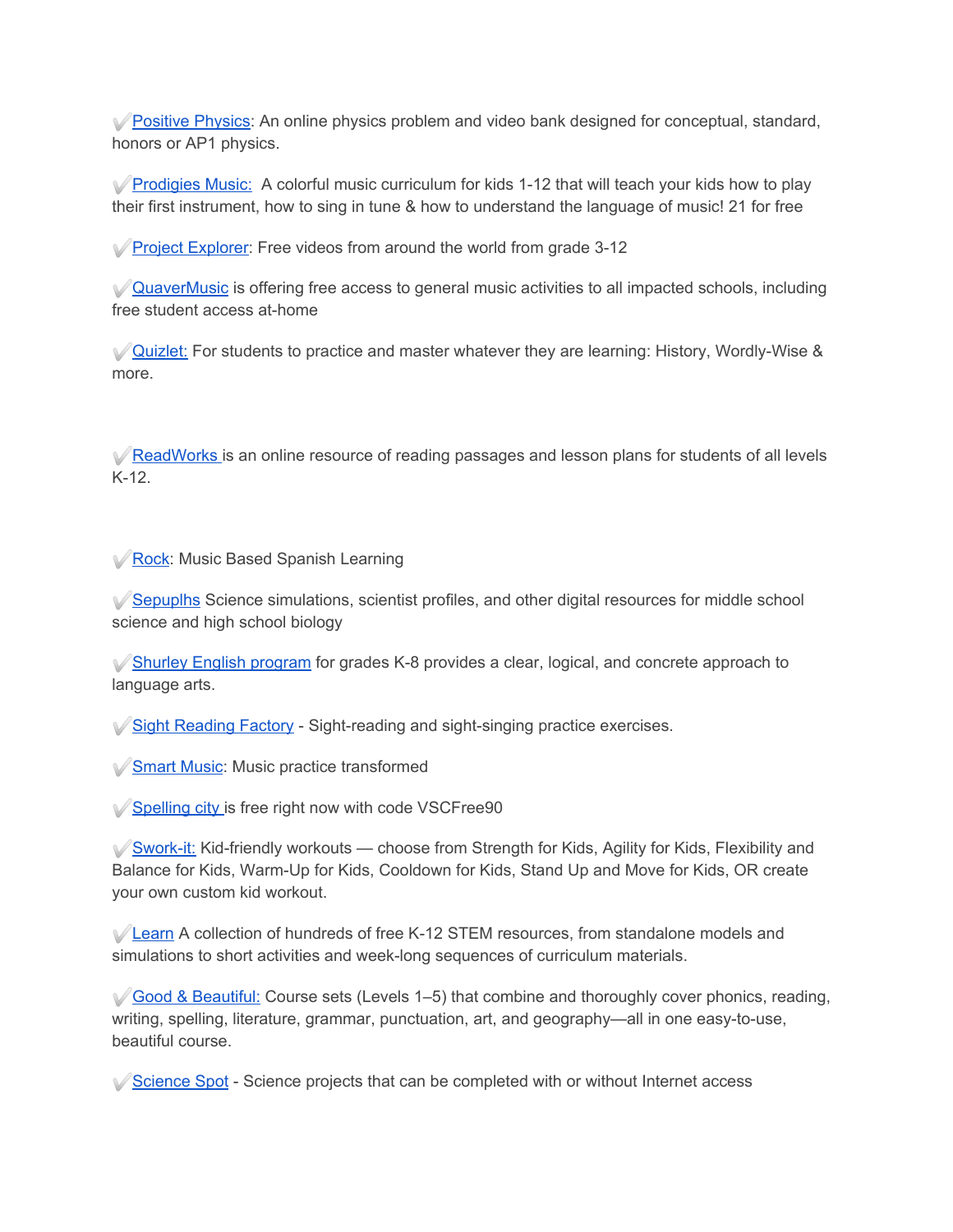✔️Positive Physics: An online physics problem and video bank designed for conceptual, standard, honors or AP1 physics.

✔️Prodigies Music: A colorful music curriculum for kids 1-12 that will teach your kids how to play their first instrument, how to sing in tune & how to understand the language of music! 21 for free

✔️Project Explorer: Free videos from around the world from grade 3-12

✔️QuaverMusic is offering free access to general music activities to all impacted schools, including free student access at-home

✔️Quizlet: For students to practice and master whatever they are learning: History, Wordly-Wise & more.

✔️ReadWorks is an online resource of reading passages and lesson plans for students of all levels K-12.

✔️Rock: Music Based Spanish Learning

✔️Sepuplhs Science simulations, scientist profiles, and other digital resources for middle school science and high school biology

✔️Shurley English program for grades K-8 provides a clear, logical, and concrete approach to language arts.

✔️Sight Reading Factory - Sight-reading and sight-singing practice exercises.

✔️Smart Music: Music practice transformed

✔️Spelling city is free right now with code VSCFree90

✔️Swork-it: Kid-friendly workouts — choose from Strength for Kids, Agility for Kids, Flexibility and Balance for Kids, Warm-Up for Kids, Cooldown for Kids, Stand Up and Move for Kids, OR create your own custom kid workout.

✔️Learn A collection of hundreds of free K-12 STEM resources, from standalone models and simulations to short activities and week-long sequences of curriculum materials.

✔️Good & Beautiful: Course sets (Levels 1–5) that combine and thoroughly cover phonics, reading, writing, spelling, literature, grammar, punctuation, art, and geography—all in one easy-to-use, beautiful course.

✔️Science Spot - Science projects that can be completed with or without Internet access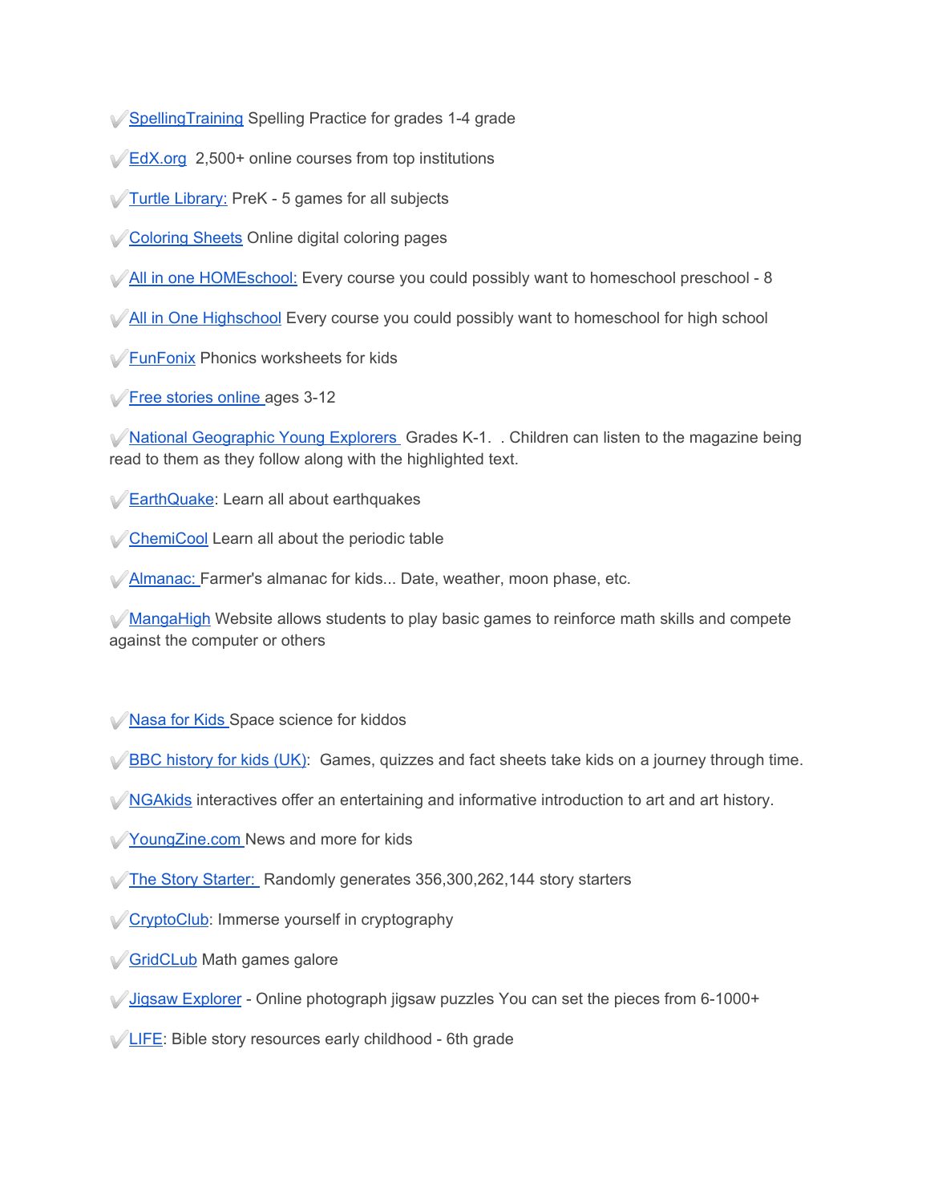✔️SpellingTraining Spelling Practice for grades 1-4 grade

✔️EdX.org 2,500+ online courses from top institutions

✔️Turtle Library: PreK - 5 games for all subjects

✔️Coloring Sheets Online digital coloring pages

✔️All in one HOMEschool: Every course you could possibly want to homeschool preschool - 8

✔️All in One Highschool Every course you could possibly want to homeschool for high school

✔️FunFonix Phonics worksheets for kids

✔️Free stories online ages 3-12

✔️National Geographic Young Explorers Grades K-1. . Children can listen to the magazine being read to them as they follow along with the highlighted text.

✔️EarthQuake: Learn all about earthquakes

✔️ChemiCool Learn all about the periodic table

✔️Almanac: Farmer's almanac for kids... Date, weather, moon phase, etc.

✔️MangaHigh Website allows students to play basic games to reinforce math skills and compete against the computer or others

✔️Nasa for Kids Space science for kiddos

✔️BBC history for kids (UK): Games, quizzes and fact sheets take kids on a journey through time.

✔️NGAkids interactives offer an entertaining and informative introduction to art and art history.

✔️YoungZine.com News and more for kids

✔️The Story Starter: Randomly generates 356,300,262,144 story starters

✔️CryptoClub: Immerse yourself in cryptography

✔️GridCLub Math games galore

✔️Jigsaw Explorer - Online photograph jigsaw puzzles You can set the pieces from 6-1000+

✔️LIFE: Bible story resources early childhood - 6th grade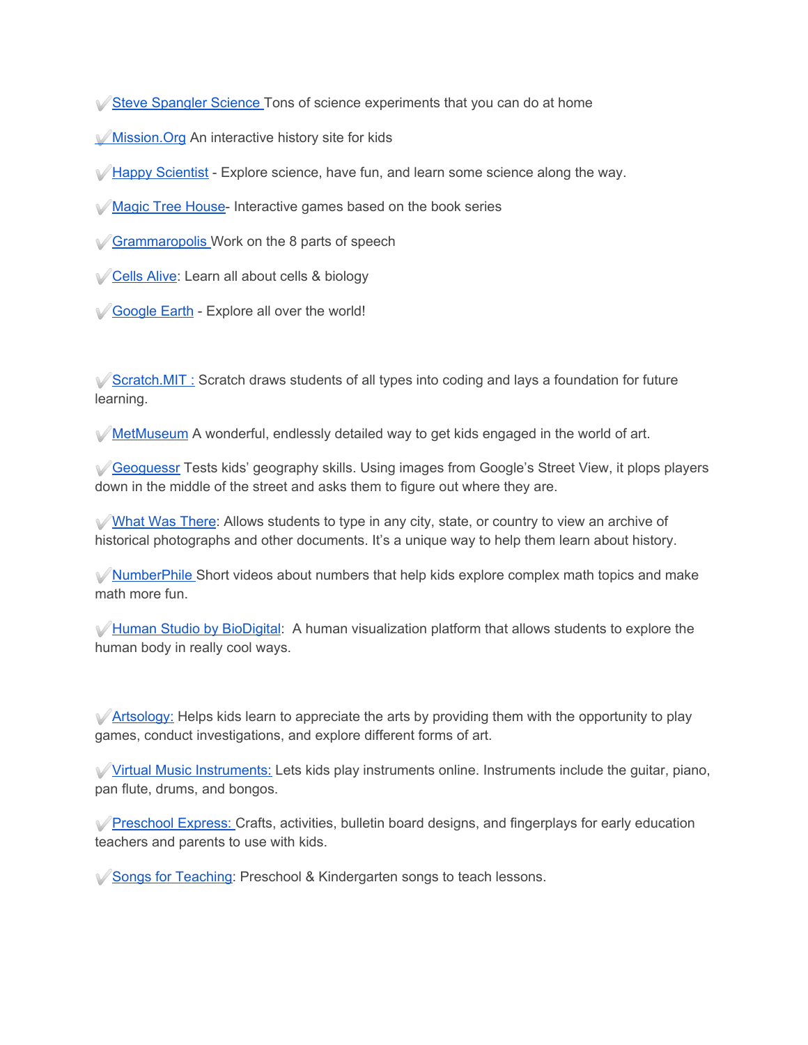✔️Steve Spangler Science Tons of science experiments that you can do at home

✔️Mission.Org An interactive history site for kids

✔️Happy Scientist - Explore science, have fun, and learn some science along the way.

✔️Magic Tree House- Interactive games based on the book series

✔️Grammaropolis Work on the 8 parts of speech

✔️Cells Alive: Learn all about cells & biology

✔️Google Earth - Explore all over the world!

✔️Scratch.MIT : Scratch draws students of all types into coding and lays a foundation for future learning.

✔️MetMuseum A wonderful, endlessly detailed way to get kids engaged in the world of art.

✔️Geoguessr Tests kids' geography skills. Using images from Google's Street View, it plops players down in the middle of the street and asks them to figure out where they are.

✔️What Was There: Allows students to type in any city, state, or country to view an archive of historical photographs and other documents. It's a unique way to help them learn about history.

✔️NumberPhile Short videos about numbers that help kids explore complex math topics and make math more fun.

✔️Human Studio by BioDigital: A human visualization platform that allows students to explore the human body in really cool ways.

✔️Artsology: Helps kids learn to appreciate the arts by providing them with the opportunity to play games, conduct investigations, and explore different forms of art.

✔️Virtual Music Instruments: Lets kids play instruments online. Instruments include the guitar, piano, pan flute, drums, and bongos.

✔️Preschool Express: Crafts, activities, bulletin board designs, and fingerplays for early education teachers and parents to use with kids.

✔️Songs for Teaching: Preschool & Kindergarten songs to teach lessons.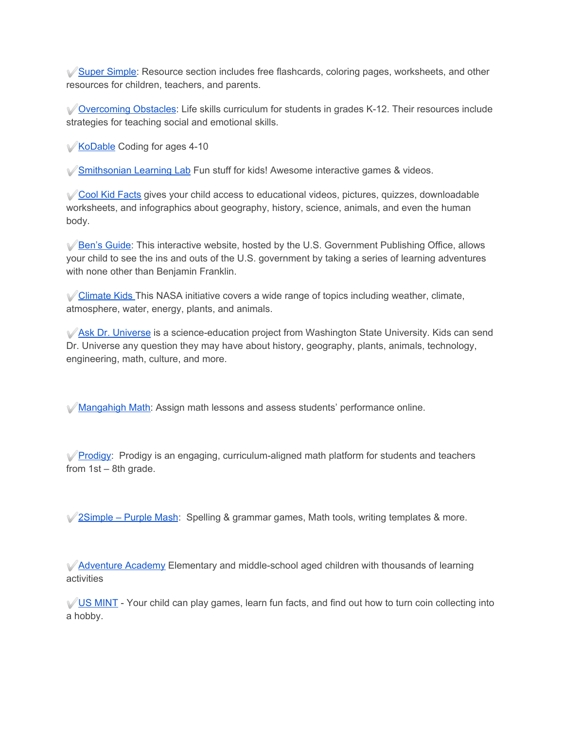✔️Super Simple: Resource section includes free flashcards, coloring pages, worksheets, and other resources for children, teachers, and parents.

✔️Overcoming Obstacles: Life skills curriculum for students in grades K-12. Their resources include strategies for teaching social and emotional skills.

✔️KoDable Coding for ages 4-10

✔️Smithsonian Learning Lab Fun stuff for kids! Awesome interactive games & videos.

✔️Cool Kid Facts gives your child access to educational videos, pictures, quizzes, downloadable worksheets, and infographics about geography, history, science, animals, and even the human body.

✔️Ben's Guide: This interactive website, hosted by the U.S. Government Publishing Office, allows your child to see the ins and outs of the U.S. government by taking a series of learning adventures with none other than Benjamin Franklin.

✔️Climate Kids This NASA initiative covers a wide range of topics including weather, climate, atmosphere, water, energy, plants, and animals.

✔️Ask Dr. Universe is a science-education project from Washington State University. Kids can send Dr. Universe any question they may have about history, geography, plants, animals, technology, engineering, math, culture, and more.

✔️Mangahigh Math: Assign math lessons and assess students' performance online.

✔️Prodigy: Prodigy is an engaging, curriculum-aligned math platform for students and teachers from 1st – 8th grade.

✔️2Simple – Purple Mash: Spelling & grammar games, Math tools, writing templates & more.

✔️Adventure Academy Elementary and middle-school aged children with thousands of learning activities

✔️US MINT - Your child can play games, learn fun facts, and find out how to turn coin collecting into a hobby.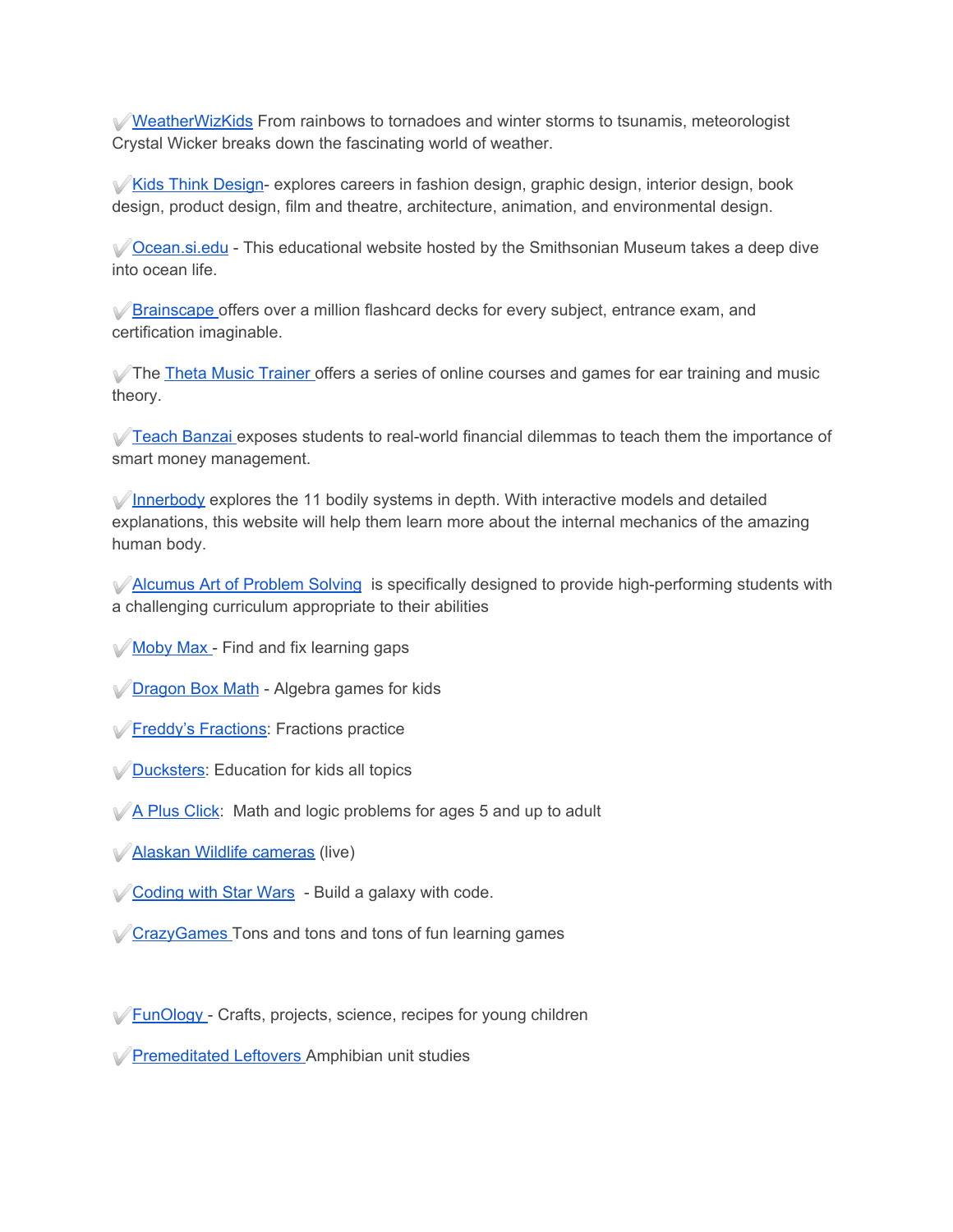✔️WeatherWizKids From rainbows to tornadoes and winter storms to tsunamis, meteorologist Crystal Wicker breaks down the fascinating world of weather.

✔️Kids Think Design- explores careers in fashion design, graphic design, interior design, book design, product design, film and theatre, architecture, animation, and environmental design.

✔️Ocean.si.edu - This educational website hosted by the Smithsonian Museum takes a deep dive into ocean life.

✔️Brainscape offers over a million flashcard decks for every subject, entrance exam, and certification imaginable.

✔️The Theta Music Trainer offers a series of online courses and games for ear training and music theory.

✔️Teach Banzai exposes students to real-world financial dilemmas to teach them the importance of smart money management.

✔️Innerbody explores the 11 bodily systems in depth. With interactive models and detailed explanations, this website will help them learn more about the internal mechanics of the amazing human body.

✔️Alcumus Art of Problem Solving is specifically designed to provide high-performing students with a challenging curriculum appropriate to their abilities

✔️Moby Max - Find and fix learning gaps

✔️Dragon Box Math - Algebra games for kids

✔️Freddy's Fractions: Fractions practice

✔️Ducksters: Education for kids all topics

✔️A Plus Click: Math and logic problems for ages 5 and up to adult

✔️Alaskan Wildlife cameras (live)

✔️Coding with Star Wars - Build a galaxy with code.

✔️CrazyGames Tons and tons and tons of fun learning games

✔️FunOlogy - Crafts, projects, science, recipes for young children

✔️Premeditated Leftovers Amphibian unit studies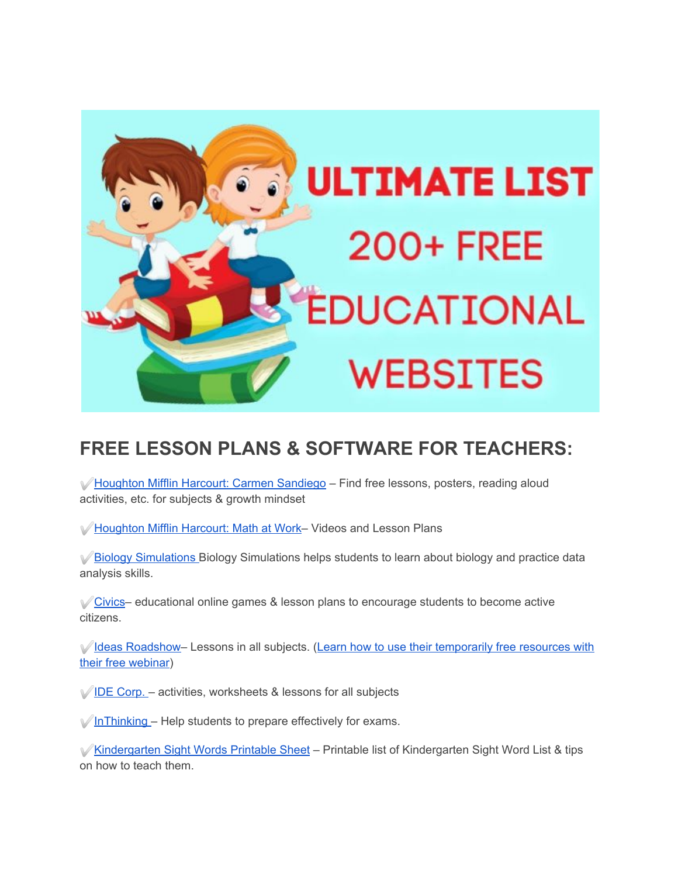## FREE LESSON PLANS & SOFTWARE FOR TEACHERS:

✔️Houghton Mifflin Harcourt: Carmen Sandiego – Find free lessons, posters, reading aloud activities, etc. for subjects & growth mindset

✔️Houghton Mifflin Harcourt: Math at Work– Videos and Lesson Plans

✔️Biology Simulations Biology Simulations helps students to learn about biology and practice data analysis skills.

✔️Civics– educational online games & lesson plans to encourage students to become active citizens.

✔️Ideas Roadshow– Lessons in all subjects. (Learn how to use their temporarily free resources with their free webinar)

✔️IDE Corp. – activities, worksheets & lessons for all subjects

✔️InThinking – Help students to prepare effectively for exams.

✔️Kindergarten Sight Words Printable Sheet – Printable list of Kindergarten Sight Word List & tips on how to teach them.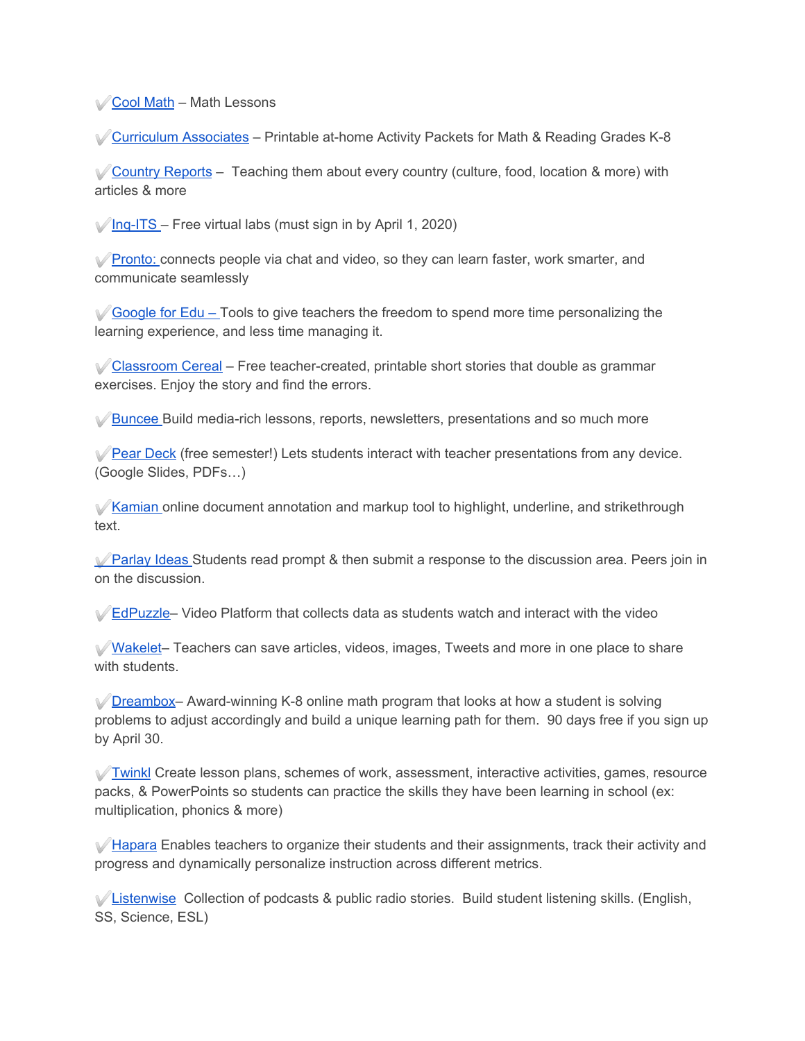✔️Cool Math – Math Lessons

✔️Curriculum Associates – Printable at-home Activity Packets for Math & Reading Grades K-8

✔️Country Reports – Teaching them about every country (culture, food, location & more) with articles & more

✔️Inq-ITS – Free virtual labs (must sign in by April 1, 2020)

✔️Pronto: connects people via chat and video, so they can learn faster, work smarter, and communicate seamlessly

✔️Google for Edu – Tools to give teachers the freedom to spend more time personalizing the learning experience, and less time managing it.

✔️Classroom Cereal – Free teacher-created, printable short stories that double as grammar exercises. Enjoy the story and find the errors.

✔️Buncee Build media-rich lessons, reports, newsletters, presentations and so much more

✔️Pear Deck (free semester!) Lets students interact with teacher presentations from any device. (Google Slides, PDFs…)

✔️Kamian online document annotation and markup tool to highlight, underline, and strikethrough text.

✔️Parlay Ideas Students read prompt & then submit a response to the discussion area. Peers join in on the discussion.

✔️EdPuzzle– Video Platform that collects data as students watch and interact with the video

✔️Wakelet– Teachers can save articles, videos, images, Tweets and more in one place to share with students.

✔️Dreambox– Award-winning K-8 online math program that looks at how a student is solving problems to adjust accordingly and build a unique learning path for them. 90 days free if you sign up by April 30.

✔️Twinkl Create lesson plans, schemes of work, assessment, interactive activities, games, resource packs, & PowerPoints so students can practice the skills they have been learning in school (ex: multiplication, phonics & more)

✔️Hapara Enables teachers to organize their students and their assignments, track their activity and progress and dynamically personalize instruction across different metrics.

✔️Listenwise Collection of podcasts & public radio stories. Build student listening skills. (English, SS, Science, ESL)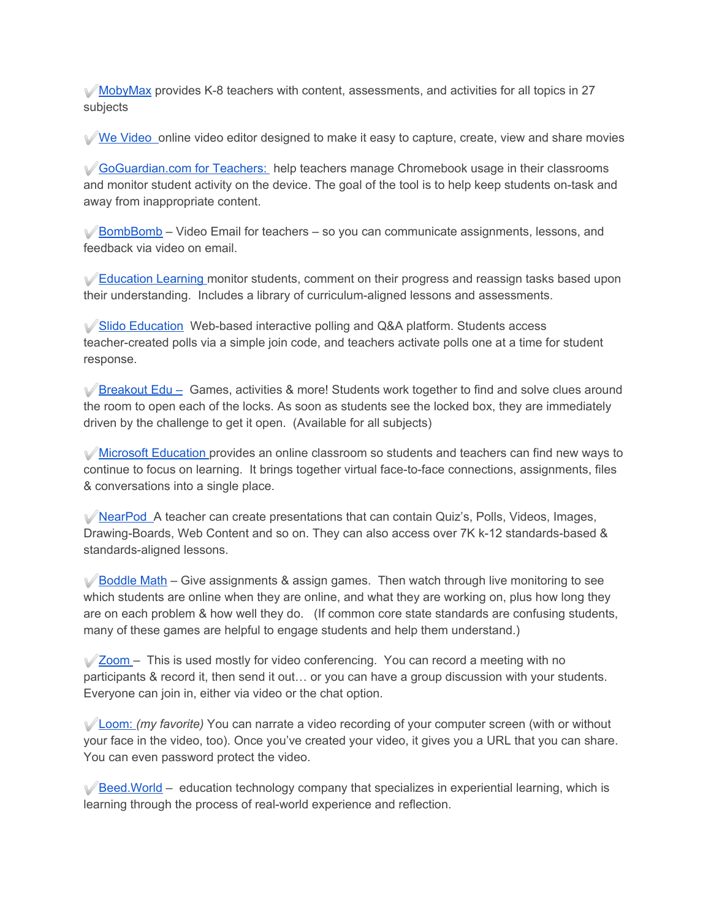✔️MobyMax provides K-8 teachers with content, assessments, and activities for all topics in 27 subjects

✔️We Video online video editor designed to make it easy to capture, create, view and share movies

✔️GoGuardian.com for Teachers: help teachers manage Chromebook usage in their classrooms and monitor student activity on the device. The goal of the tool is to help keep students on-task and away from inappropriate content.

✔️BombBomb – Video Email for teachers – so you can communicate assignments, lessons, and feedback via video on email.

✔️Education Learning monitor students, comment on their progress and reassign tasks based upon their understanding. Includes a library of curriculum-aligned lessons and assessments.

✔️Slido Education Web-based interactive polling and Q&A platform. Students access teacher-created polls via a simple join code, and teachers activate polls one at a time for student response.

✔️Breakout Edu – Games, activities & more! Students work together to find and solve clues around the room to open each of the locks. As soon as students see the locked box, they are immediately driven by the challenge to get it open. (Available for all subjects)

✔️Microsoft Education provides an online classroom so students and teachers can find new ways to continue to focus on learning. It brings together virtual face-to-face connections, assignments, files & conversations into a single place.

✔️NearPod A teacher can create presentations that can contain Quiz's, Polls, Videos, Images, Drawing-Boards, Web Content and so on. They can also access over 7K k-12 standards-based & standards-aligned lessons.

✔️Boddle Math – Give assignments & assign games. Then watch through live monitoring to see which students are online when they are online, and what they are working on, plus how long they are on each problem & how well they do. (If common core state standards are confusing students, many of these games are helpful to engage students and help them understand.)

✔️Zoom – This is used mostly for video conferencing. You can record a meeting with no participants & record it, then send it out… or you can have a group discussion with your students. Everyone can join in, either via video or the chat option.

✔️Loom: *(my favorite)* You can narrate a video recording of your computer screen (with or without your face in the video, too). Once you've created your video, it gives you a URL that you can share. You can even password protect the video.

✔️Beed.World – education technology company that specializes in experiential learning, which is learning through the process of real-world experience and reflection.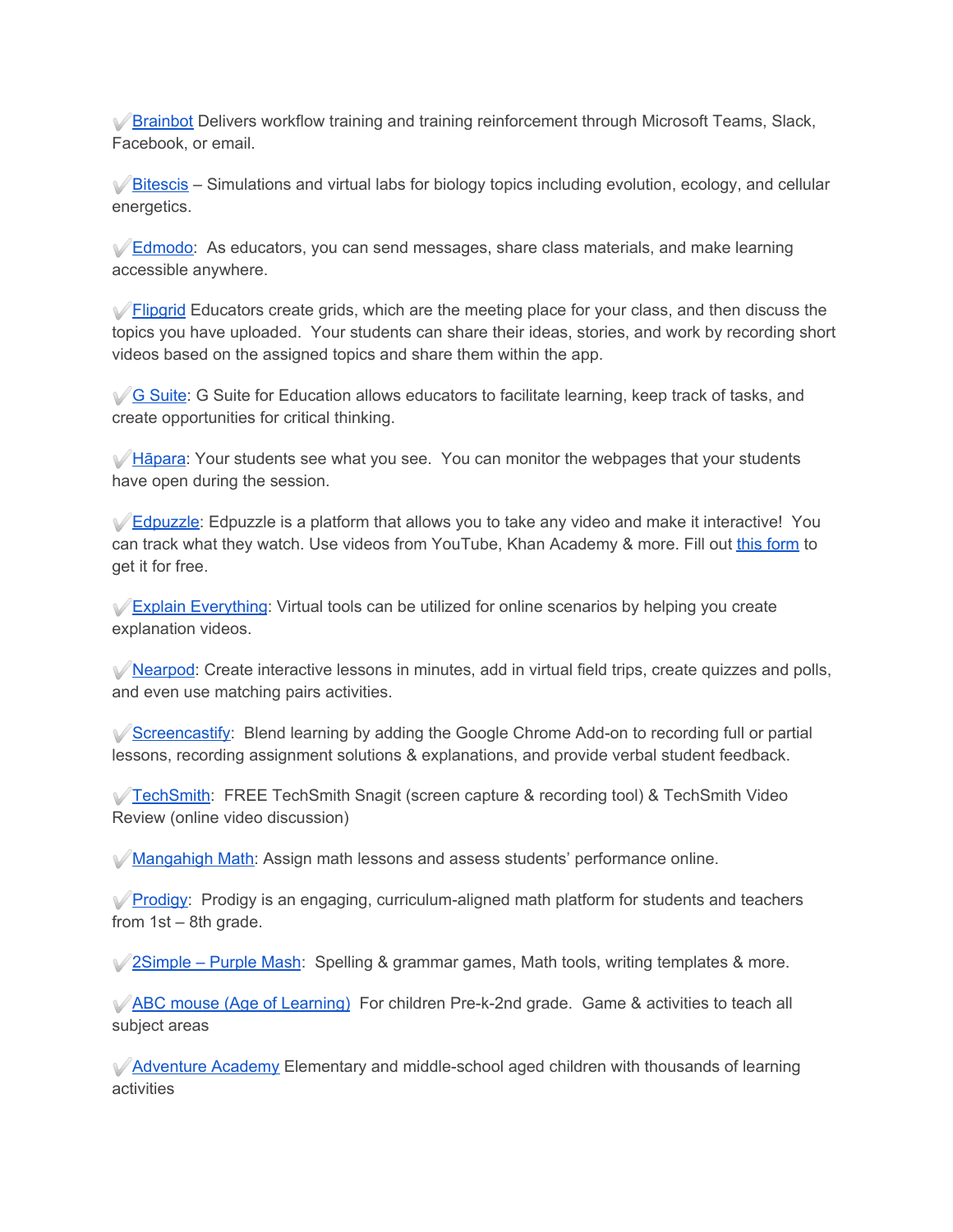✔️Brainbot Delivers workflow training and training reinforcement through Microsoft Teams, Slack, Facebook, or email.

✔️Bitescis – Simulations and virtual labs for biology topics including evolution, ecology, and cellular energetics.

✔️Edmodo:  As educators, you can send messages, share class materials, and make learning accessible anywhere.

✔️Flipgrid Educators create grids, which are the meeting place for your class, and then discuss the topics you have uploaded.  Your students can share their ideas, stories, and work by recording short videos based on the assigned topics and share them within the app.

✔️G Suite: G Suite for Education allows educators to facilitate learning, keep track of tasks, and create opportunities for critical thinking.

✔️Hāpara: Your students see what you see.  You can monitor the webpages that your students have open during the session.

✔️Edpuzzle: Edpuzzle is a platform that allows you to take any video and make it interactive!  You can track what they watch. Use videos from YouTube, Khan Academy & more. Fill out this form to get it for free.

✔️Explain Everything: Virtual tools can be utilized for online scenarios by helping you create explanation videos.

✔️Nearpod: Create interactive lessons in minutes, add in virtual field trips, create quizzes and polls, and even use matching pairs activities.

✔️Screencastify:  Blend learning by adding the Google Chrome Add-on to recording full or partial lessons, recording assignment solutions & explanations, and provide verbal student feedback.

✔️TechSmith:  FREE TechSmith Snagit (screen capture & recording tool) & TechSmith Video Review (online video discussion)

✔️Mangahigh Math: Assign math lessons and assess students' performance online.

✔️Prodigy:  Prodigy is an engaging, curriculum-aligned math platform for students and teachers from 1st – 8th grade.

✔️2Simple – Purple Mash:  Spelling & grammar games, Math tools, writing templates & more.

✔️ABC mouse (Age of Learning)  For children Pre-k-2nd grade.  Game & activities to teach all subject areas

✔️Adventure Academy Elementary and middle-school aged children with thousands of learning activities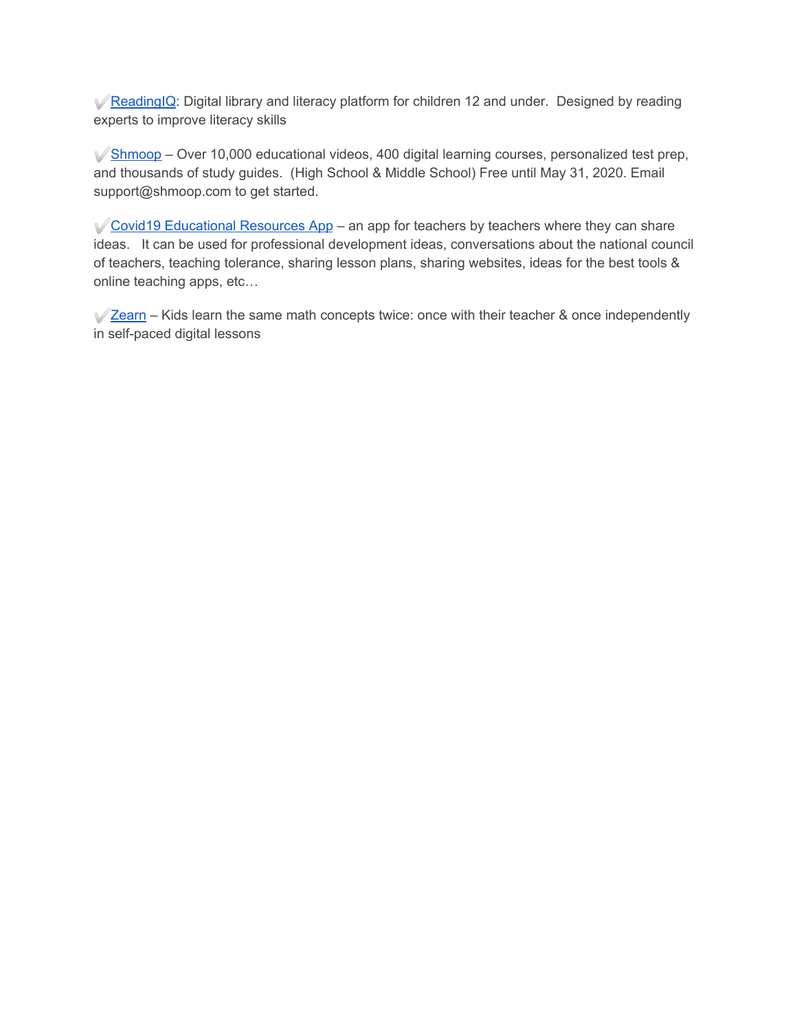✔️ReadingIQ: Digital library and literacy platform for children 12 and under.  Designed by reading experts to improve literacy skills

✔️Shmoop – Over 10,000 educational videos, 400 digital learning courses, personalized test prep, and thousands of study guides.  (High School & Middle School) Free until May 31, 2020. Email support@shmoop.com to get started.

✔️Covid19 Educational Resources App – an app for teachers by teachers where they can share ideas.   It can be used for professional development ideas, conversations about the national council of teachers, teaching tolerance, sharing lesson plans, sharing websites, ideas for the best tools & online teaching apps, etc…

✔️Zearn – Kids learn the same math concepts twice: once with their teacher & once independently in self-paced digital lessons